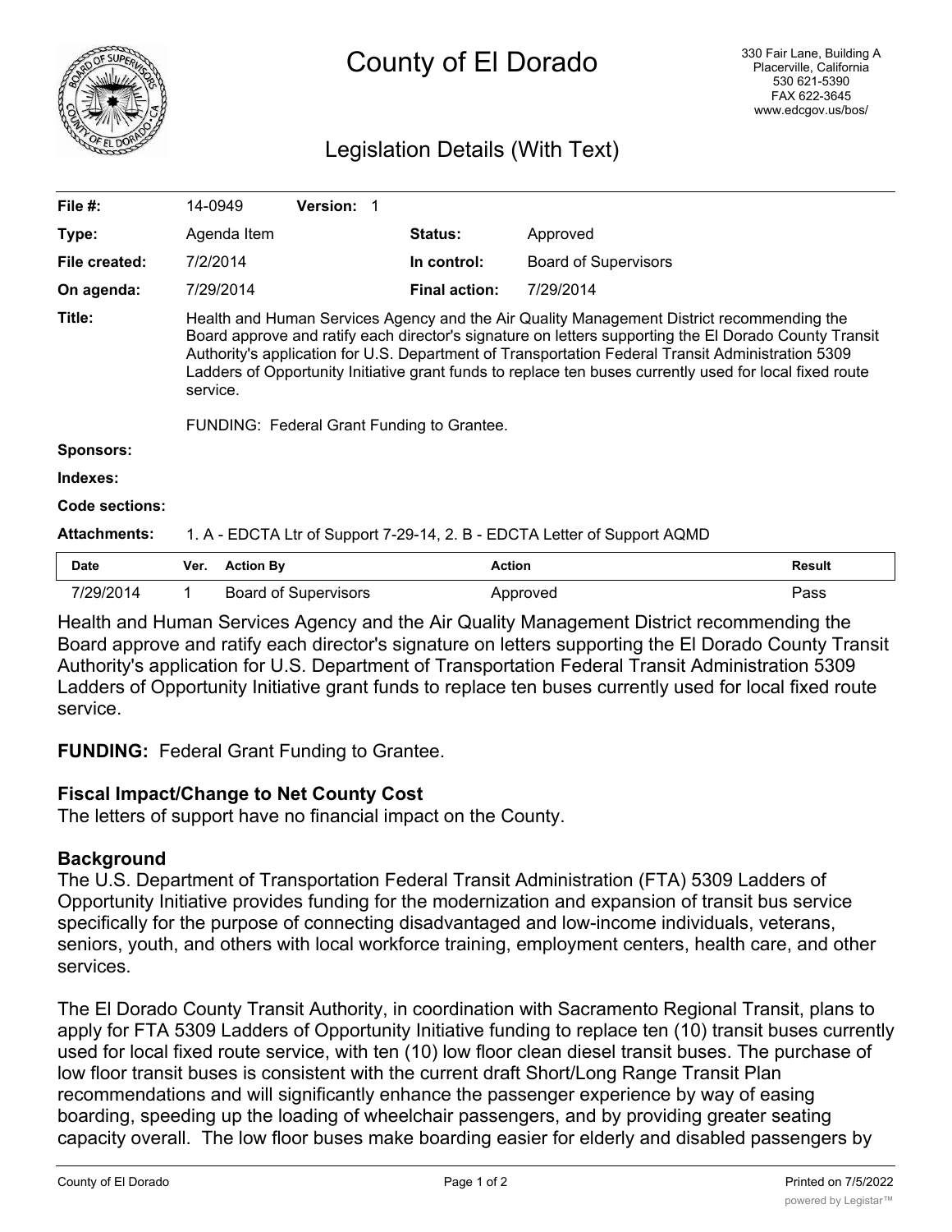# County of El Dorado

330 Fair Lane, Building A
Placerville, California
530 621-5390
FAX 622-3645
www.edcgov.us/bos/

## Legislation Details (With Text)

| | | | |
|---|---|---|---|
| **File #:** | 14-0949 **Version:** 1 | | |
| **Type:** | Agenda Item | **Status:** | Approved |
| **File created:** | 7/2/2014 | **In control:** | Board of Supervisors |
| **On agenda:** | 7/29/2014 | **Final action:** | 7/29/2014 |

**Title:** Health and Human Services Agency and the Air Quality Management District recommending the Board approve and ratify each director's signature on letters supporting the El Dorado County Transit Authority's application for U.S. Department of Transportation Federal Transit Administration 5309 Ladders of Opportunity Initiative grant funds to replace ten buses currently used for local fixed route service.

FUNDING: Federal Grant Funding to Grantee.

**Sponsors:**

**Indexes:**

**Code sections:**

**Attachments:** 1. A - EDCTA Ltr of Support 7-29-14, 2. B - EDCTA Letter of Support AQMD

| Date | Ver. | Action By | Action | Result |
|---|---|---|---|---|
| 7/29/2014 | 1 | Board of Supervisors | Approved | Pass |

Health and Human Services Agency and the Air Quality Management District recommending the Board approve and ratify each director's signature on letters supporting the El Dorado County Transit Authority's application for U.S. Department of Transportation Federal Transit Administration 5309 Ladders of Opportunity Initiative grant funds to replace ten buses currently used for local fixed route service.

**FUNDING:** Federal Grant Funding to Grantee.

### Fiscal Impact/Change to Net County Cost

The letters of support have no financial impact on the County.

### Background

The U.S. Department of Transportation Federal Transit Administration (FTA) 5309 Ladders of Opportunity Initiative provides funding for the modernization and expansion of transit bus service specifically for the purpose of connecting disadvantaged and low-income individuals, veterans, seniors, youth, and others with local workforce training, employment centers, health care, and other services.

The El Dorado County Transit Authority, in coordination with Sacramento Regional Transit, plans to apply for FTA 5309 Ladders of Opportunity Initiative funding to replace ten (10) transit buses currently used for local fixed route service, with ten (10) low floor clean diesel transit buses. The purchase of low floor transit buses is consistent with the current draft Short/Long Range Transit Plan recommendations and will significantly enhance the passenger experience by way of easing boarding, speeding up the loading of wheelchair passengers, and by providing greater seating capacity overall. The low floor buses make boarding easier for elderly and disabled passengers by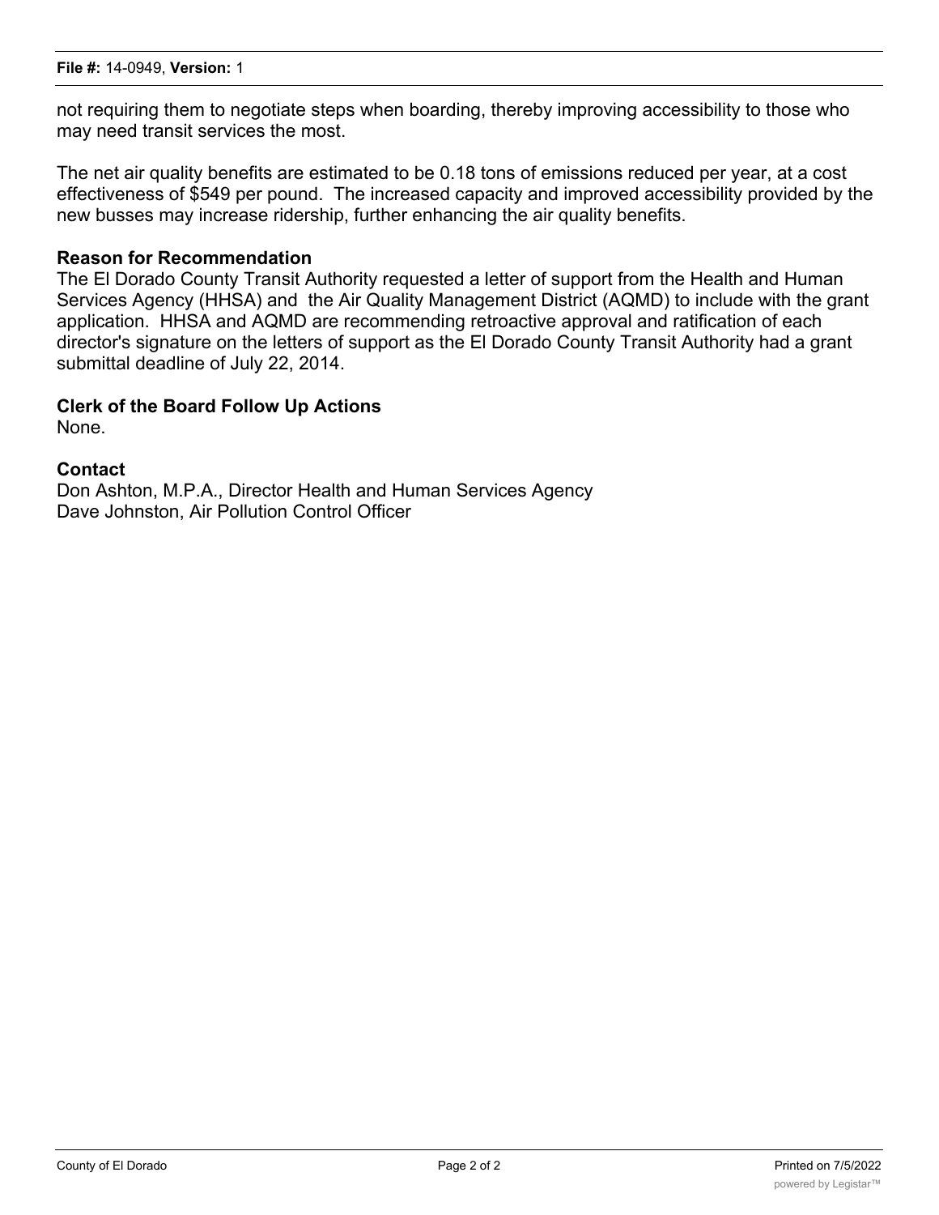not requiring them to negotiate steps when boarding, thereby improving accessibility to those who may need transit services the most.

The net air quality benefits are estimated to be 0.18 tons of emissions reduced per year, at a cost effectiveness of $549 per pound. The increased capacity and improved accessibility provided by the new busses may increase ridership, further enhancing the air quality benefits.

**Reason for Recommendation**

The El Dorado County Transit Authority requested a letter of support from the Health and Human Services Agency (HHSA) and the Air Quality Management District (AQMD) to include with the grant application. HHSA and AQMD are recommending retroactive approval and ratification of each director's signature on the letters of support as the El Dorado County Transit Authority had a grant submittal deadline of July 22, 2014.

**Clerk of the Board Follow Up Actions**

None.

**Contact**

Don Ashton, M.P.A., Director Health and Human Services Agency
Dave Johnston, Air Pollution Control Officer